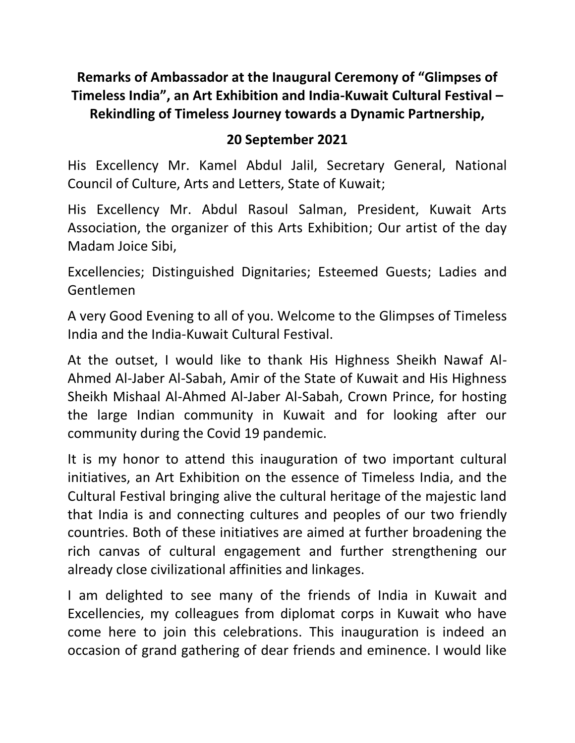**Remarks of Ambassador at the Inaugural Ceremony of "Glimpses of Timeless India", an Art Exhibition and India-Kuwait Cultural Festival – Rekindling of Timeless Journey towards a Dynamic Partnership,**

**20 September 2021**

His Excellency Mr. Kamel Abdul Jalil, Secretary General, National Council of Culture, Arts and Letters, State of Kuwait;

His Excellency Mr. Abdul Rasoul Salman, President, Kuwait Arts Association, the organizer of this Arts Exhibition; Our artist of the day Madam Joice Sibi,

Excellencies; Distinguished Dignitaries; Esteemed Guests; Ladies and Gentlemen

A very Good Evening to all of you. Welcome to the Glimpses of Timeless India and the India-Kuwait Cultural Festival.

At the outset, I would like to thank His Highness Sheikh Nawaf Al-Ahmed Al-Jaber Al-Sabah, Amir of the State of Kuwait and His Highness Sheikh Mishaal Al-Ahmed Al-Jaber Al-Sabah, Crown Prince, for hosting the large Indian community in Kuwait and for looking after our community during the Covid 19 pandemic.

It is my honor to attend this inauguration of two important cultural initiatives, an Art Exhibition on the essence of Timeless India, and the Cultural Festival bringing alive the cultural heritage of the majestic land that India is and connecting cultures and peoples of our two friendly countries. Both of these initiatives are aimed at further broadening the rich canvas of cultural engagement and further strengthening our already close civilizational affinities and linkages.

I am delighted to see many of the friends of India in Kuwait and Excellencies, my colleagues from diplomat corps in Kuwait who have come here to join this celebrations. This inauguration is indeed an occasion of grand gathering of dear friends and eminence. I would like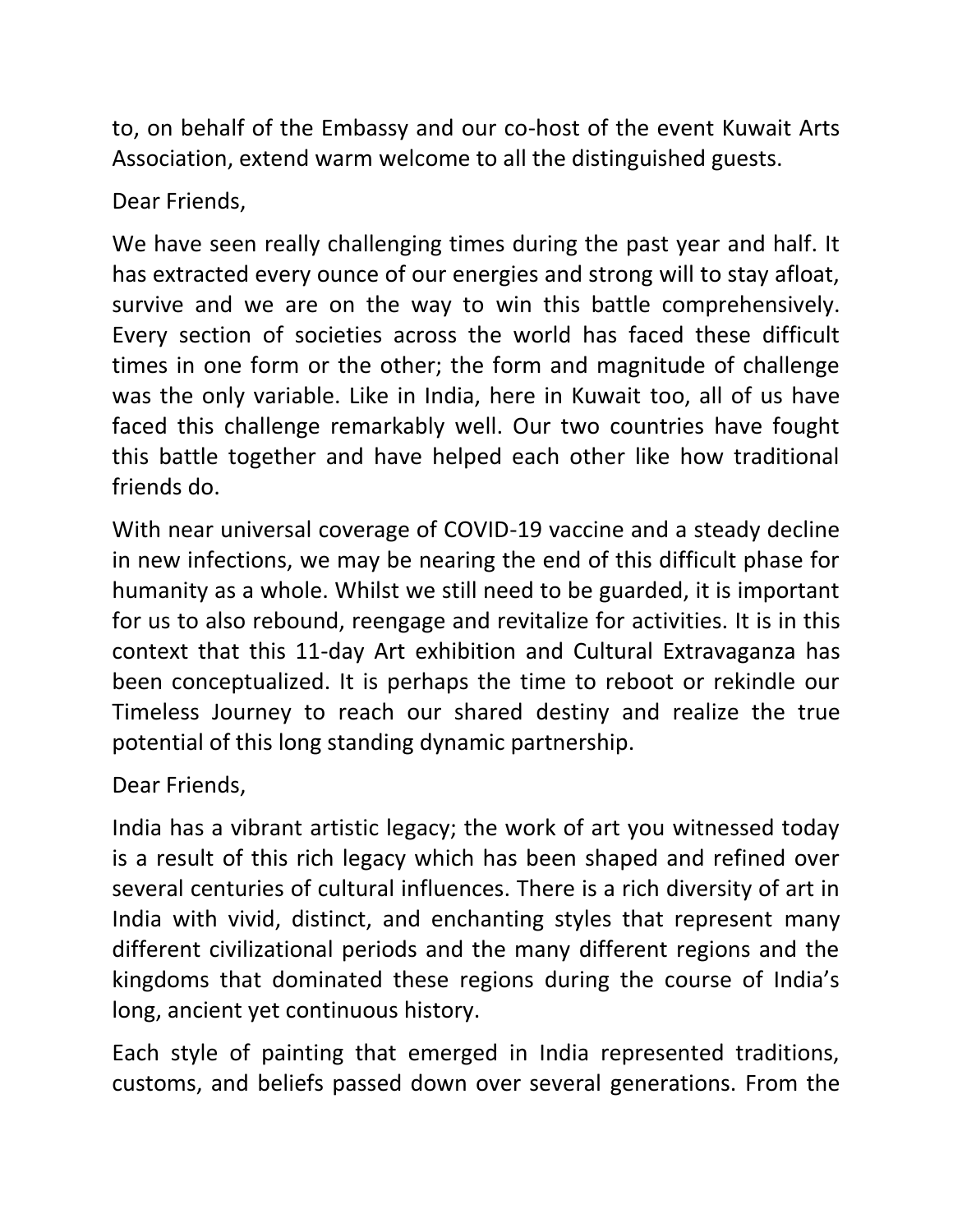to, on behalf of the Embassy and our co-host of the event Kuwait Arts Association, extend warm welcome to all the distinguished guests.

Dear Friends,

We have seen really challenging times during the past year and half. It has extracted every ounce of our energies and strong will to stay afloat, survive and we are on the way to win this battle comprehensively. Every section of societies across the world has faced these difficult times in one form or the other; the form and magnitude of challenge was the only variable. Like in India, here in Kuwait too, all of us have faced this challenge remarkably well. Our two countries have fought this battle together and have helped each other like how traditional friends do.

With near universal coverage of COVID-19 vaccine and a steady decline in new infections, we may be nearing the end of this difficult phase for humanity as a whole. Whilst we still need to be guarded, it is important for us to also rebound, reengage and revitalize for activities. It is in this context that this 11-day Art exhibition and Cultural Extravaganza has been conceptualized. It is perhaps the time to reboot or rekindle our Timeless Journey to reach our shared destiny and realize the true potential of this long standing dynamic partnership.

Dear Friends,

India has a vibrant artistic legacy; the work of art you witnessed today is a result of this rich legacy which has been shaped and refined over several centuries of cultural influences. There is a rich diversity of art in India with vivid, distinct, and enchanting styles that represent many different civilizational periods and the many different regions and the kingdoms that dominated these regions during the course of India's long, ancient yet continuous history.

Each style of painting that emerged in India represented traditions, customs, and beliefs passed down over several generations. From the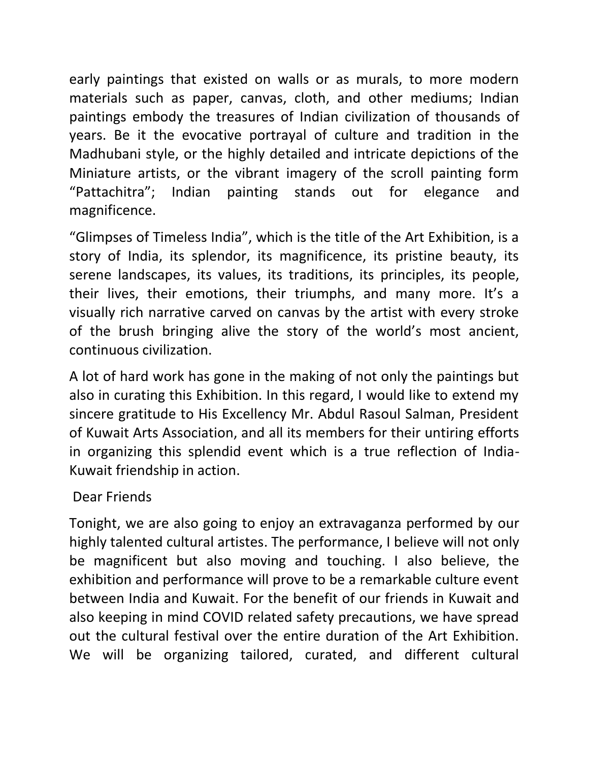early paintings that existed on walls or as murals, to more modern materials such as paper, canvas, cloth, and other mediums; Indian paintings embody the treasures of Indian civilization of thousands of years. Be it the evocative portrayal of culture and tradition in the Madhubani style, or the highly detailed and intricate depictions of the Miniature artists, or the vibrant imagery of the scroll painting form "Pattachitra"; Indian painting stands out for elegance and magnificence.

"Glimpses of Timeless India", which is the title of the Art Exhibition, is a story of India, its splendor, its magnificence, its pristine beauty, its serene landscapes, its values, its traditions, its principles, its people, their lives, their emotions, their triumphs, and many more. It's a visually rich narrative carved on canvas by the artist with every stroke of the brush bringing alive the story of the world's most ancient, continuous civilization.

A lot of hard work has gone in the making of not only the paintings but also in curating this Exhibition. In this regard, I would like to extend my sincere gratitude to His Excellency Mr. Abdul Rasoul Salman, President of Kuwait Arts Association, and all its members for their untiring efforts in organizing this splendid event which is a true reflection of India-Kuwait friendship in action.

Dear Friends

Tonight, we are also going to enjoy an extravaganza performed by our highly talented cultural artistes. The performance, I believe will not only be magnificent but also moving and touching. I also believe, the exhibition and performance will prove to be a remarkable culture event between India and Kuwait. For the benefit of our friends in Kuwait and also keeping in mind COVID related safety precautions, we have spread out the cultural festival over the entire duration of the Art Exhibition. We will be organizing tailored, curated, and different cultural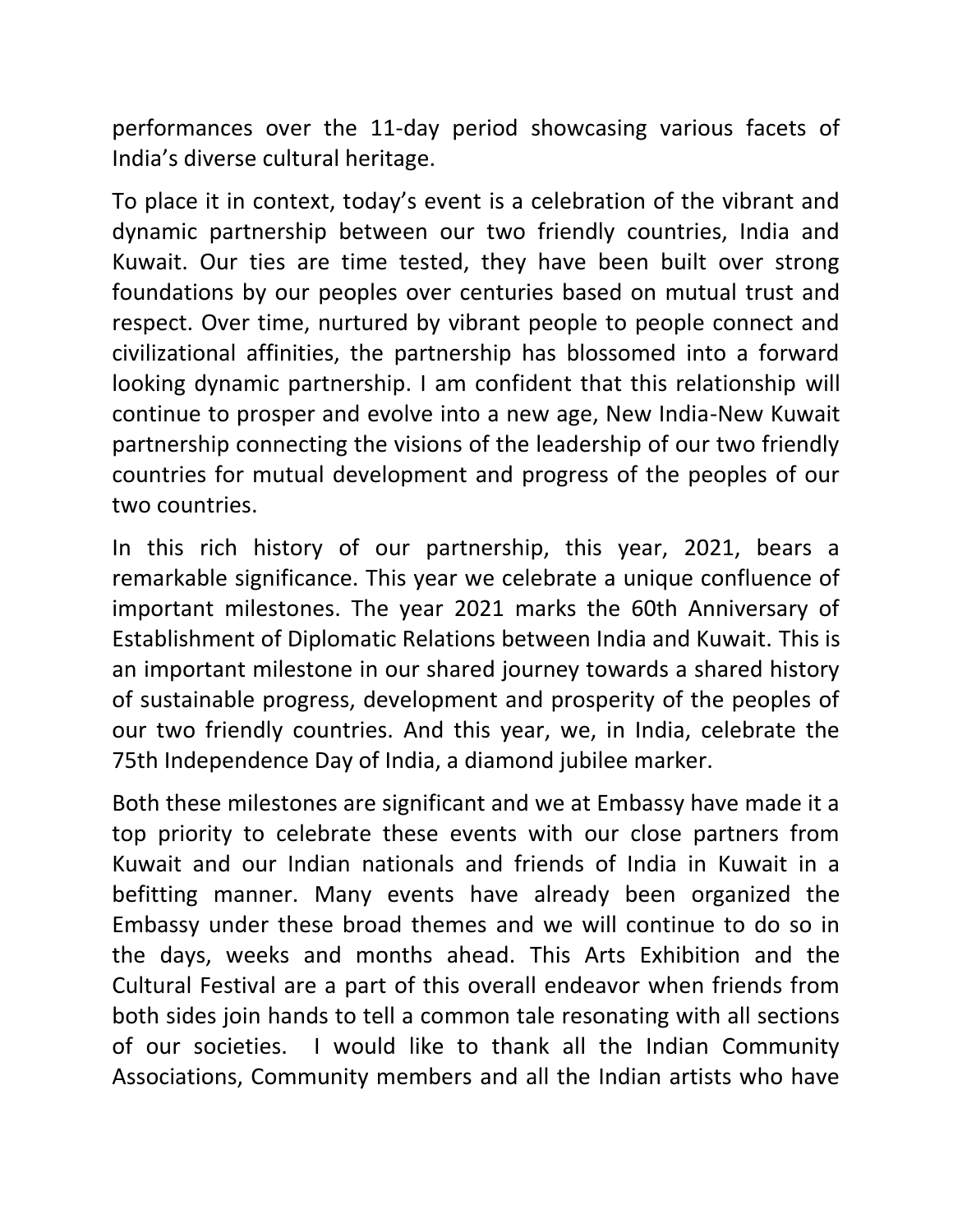performances over the 11-day period showcasing various facets of India's diverse cultural heritage.

To place it in context, today's event is a celebration of the vibrant and dynamic partnership between our two friendly countries, India and Kuwait. Our ties are time tested, they have been built over strong foundations by our peoples over centuries based on mutual trust and respect. Over time, nurtured by vibrant people to people connect and civilizational affinities, the partnership has blossomed into a forward looking dynamic partnership. I am confident that this relationship will continue to prosper and evolve into a new age, New India-New Kuwait partnership connecting the visions of the leadership of our two friendly countries for mutual development and progress of the peoples of our two countries.

In this rich history of our partnership, this year, 2021, bears a remarkable significance. This year we celebrate a unique confluence of important milestones. The year 2021 marks the 60th Anniversary of Establishment of Diplomatic Relations between India and Kuwait. This is an important milestone in our shared journey towards a shared history of sustainable progress, development and prosperity of the peoples of our two friendly countries. And this year, we, in India, celebrate the 75th Independence Day of India, a diamond jubilee marker.

Both these milestones are significant and we at Embassy have made it a top priority to celebrate these events with our close partners from Kuwait and our Indian nationals and friends of India in Kuwait in a befitting manner. Many events have already been organized the Embassy under these broad themes and we will continue to do so in the days, weeks and months ahead. This Arts Exhibition and the Cultural Festival are a part of this overall endeavor when friends from both sides join hands to tell a common tale resonating with all sections of our societies. I would like to thank all the Indian Community Associations, Community members and all the Indian artists who have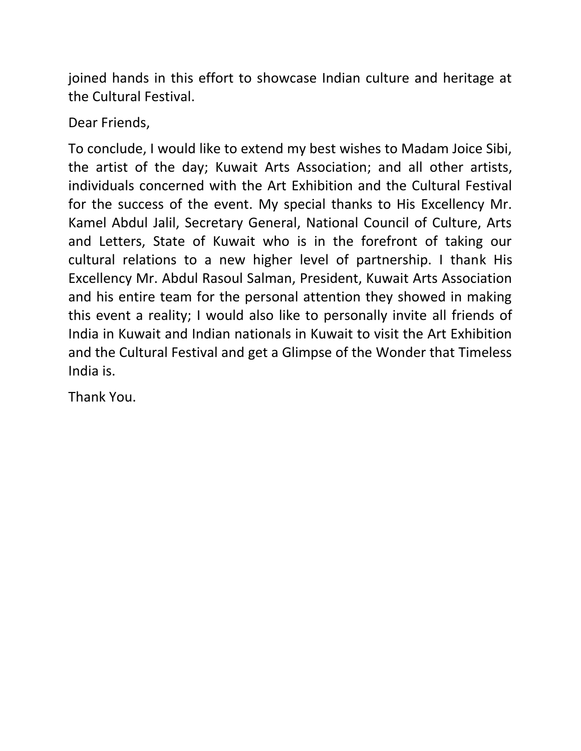joined hands in this effort to showcase Indian culture and heritage at the Cultural Festival.

Dear Friends,

To conclude, I would like to extend my best wishes to Madam Joice Sibi, the artist of the day; Kuwait Arts Association; and all other artists, individuals concerned with the Art Exhibition and the Cultural Festival for the success of the event. My special thanks to His Excellency Mr. Kamel Abdul Jalil, Secretary General, National Council of Culture, Arts and Letters, State of Kuwait who is in the forefront of taking our cultural relations to a new higher level of partnership. I thank His Excellency Mr. Abdul Rasoul Salman, President, Kuwait Arts Association and his entire team for the personal attention they showed in making this event a reality; I would also like to personally invite all friends of India in Kuwait and Indian nationals in Kuwait to visit the Art Exhibition and the Cultural Festival and get a Glimpse of the Wonder that Timeless India is.

Thank You.